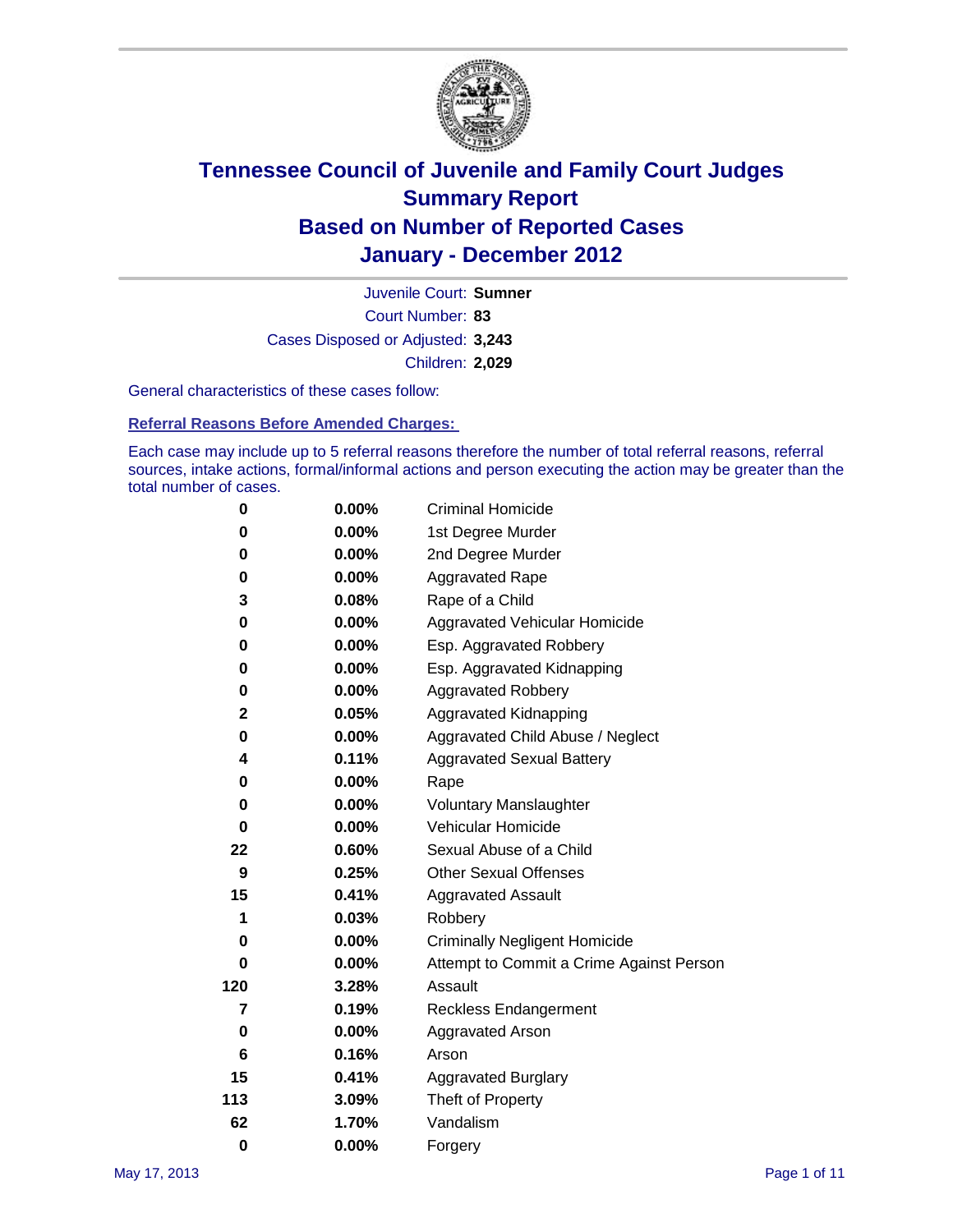# Tennessee Council of Juvenile and Family Court Judges
# Summary Report
# Based on Number of Reported Cases
# January - December 2012

Juvenile Court: **Sumner**

Court Number: **83**

Cases Disposed or Adjusted: **3,243**

Children: **2,029**

General characteristics of these cases follow:

## Referral Reasons Before Amended Charges:

Each case may include up to 5 referral reasons therefore the number of total referral reasons, referral sources, intake actions, formal/informal actions and person executing the action may be greater than the total number of cases.

| Count | Percent | Reason |
|---|---|---|
| 0 | 0.00% | Criminal Homicide |
| 0 | 0.00% | 1st Degree Murder |
| 0 | 0.00% | 2nd Degree Murder |
| 0 | 0.00% | Aggravated Rape |
| 3 | 0.08% | Rape of a Child |
| 0 | 0.00% | Aggravated Vehicular Homicide |
| 0 | 0.00% | Esp. Aggravated Robbery |
| 0 | 0.00% | Esp. Aggravated Kidnapping |
| 0 | 0.00% | Aggravated Robbery |
| 2 | 0.05% | Aggravated Kidnapping |
| 0 | 0.00% | Aggravated Child Abuse / Neglect |
| 4 | 0.11% | Aggravated Sexual Battery |
| 0 | 0.00% | Rape |
| 0 | 0.00% | Voluntary Manslaughter |
| 0 | 0.00% | Vehicular Homicide |
| 22 | 0.60% | Sexual Abuse of a Child |
| 9 | 0.25% | Other Sexual Offenses |
| 15 | 0.41% | Aggravated Assault |
| 1 | 0.03% | Robbery |
| 0 | 0.00% | Criminally Negligent Homicide |
| 0 | 0.00% | Attempt to Commit a Crime Against Person |
| 120 | 3.28% | Assault |
| 7 | 0.19% | Reckless Endangerment |
| 0 | 0.00% | Aggravated Arson |
| 6 | 0.16% | Arson |
| 15 | 0.41% | Aggravated Burglary |
| 113 | 3.09% | Theft of Property |
| 62 | 1.70% | Vandalism |
| 0 | 0.00% | Forgery |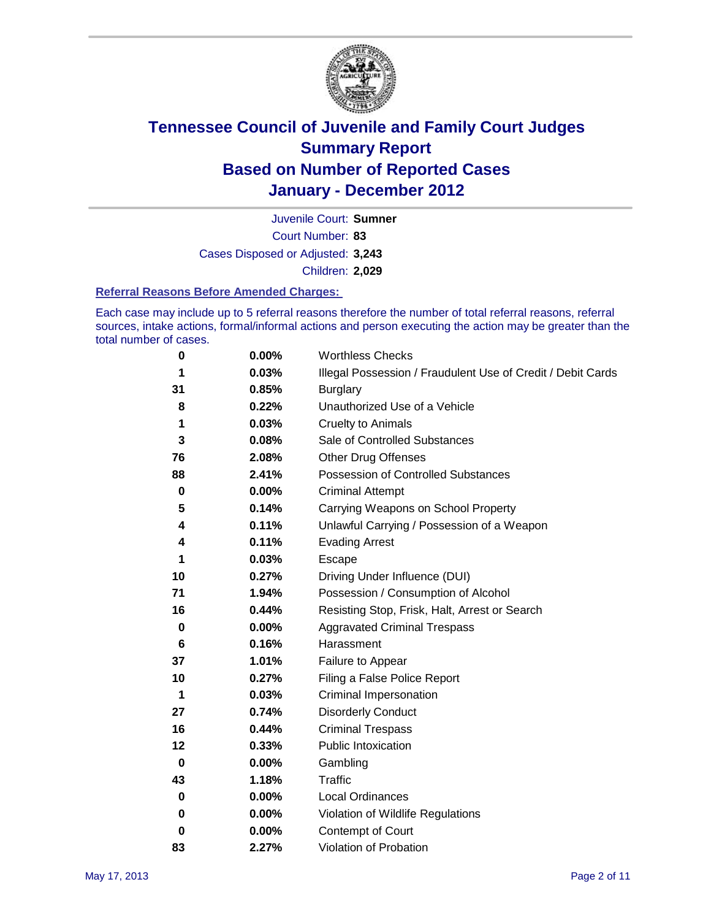# Tennessee Council of Juvenile and Family Court Judges Summary Report Based on Number of Reported Cases January - December 2012

Juvenile Court: **Sumner**

Court Number: **83**

Cases Disposed or Adjusted: **3,243**

Children: **2,029**

### Referral Reasons Before Amended Charges:

Each case may include up to 5 referral reasons therefore the number of total referral reasons, referral sources, intake actions, formal/informal actions and person executing the action may be greater than the total number of cases.

| | | |
|---|---|---|
| 0 | 0.00% | Worthless Checks |
| 1 | 0.03% | Illegal Possession / Fraudulent Use of Credit / Debit Cards |
| 31 | 0.85% | Burglary |
| 8 | 0.22% | Unauthorized Use of a Vehicle |
| 1 | 0.03% | Cruelty to Animals |
| 3 | 0.08% | Sale of Controlled Substances |
| 76 | 2.08% | Other Drug Offenses |
| 88 | 2.41% | Possession of Controlled Substances |
| 0 | 0.00% | Criminal Attempt |
| 5 | 0.14% | Carrying Weapons on School Property |
| 4 | 0.11% | Unlawful Carrying / Possession of a Weapon |
| 4 | 0.11% | Evading Arrest |
| 1 | 0.03% | Escape |
| 10 | 0.27% | Driving Under Influence (DUI) |
| 71 | 1.94% | Possession / Consumption of Alcohol |
| 16 | 0.44% | Resisting Stop, Frisk, Halt, Arrest or Search |
| 0 | 0.00% | Aggravated Criminal Trespass |
| 6 | 0.16% | Harassment |
| 37 | 1.01% | Failure to Appear |
| 10 | 0.27% | Filing a False Police Report |
| 1 | 0.03% | Criminal Impersonation |
| 27 | 0.74% | Disorderly Conduct |
| 16 | 0.44% | Criminal Trespass |
| 12 | 0.33% | Public Intoxication |
| 0 | 0.00% | Gambling |
| 43 | 1.18% | Traffic |
| 0 | 0.00% | Local Ordinances |
| 0 | 0.00% | Violation of Wildlife Regulations |
| 0 | 0.00% | Contempt of Court |
| 83 | 2.27% | Violation of Probation |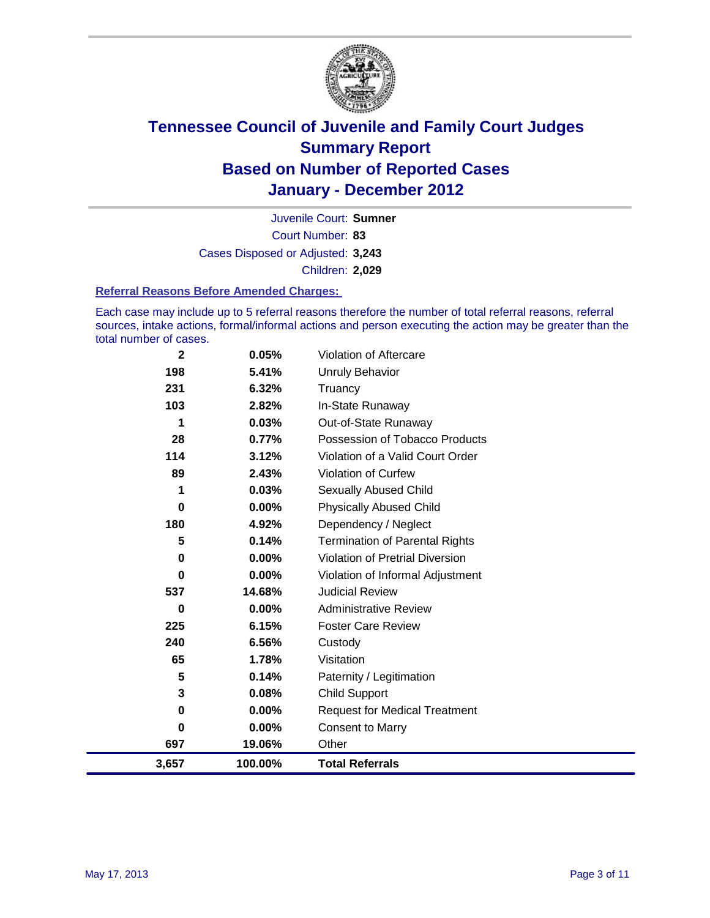# Tennessee Council of Juvenile and Family Court Judges
## Summary Report
## Based on Number of Reported Cases
## January - December 2012

Juvenile Court: **Sumner**

Court Number: **83**

Cases Disposed or Adjusted: **3,243**

Children: **2,029**

### Referral Reasons Before Amended Charges:

Each case may include up to 5 referral reasons therefore the number of total referral reasons, referral sources, intake actions, formal/informal actions and person executing the action may be greater than the total number of cases.

| Count | Percent | Referral Reason |
|---|---|---|
| 2 | 0.05% | Violation of Aftercare |
| 198 | 5.41% | Unruly Behavior |
| 231 | 6.32% | Truancy |
| 103 | 2.82% | In-State Runaway |
| 1 | 0.03% | Out-of-State Runaway |
| 28 | 0.77% | Possession of Tobacco Products |
| 114 | 3.12% | Violation of a Valid Court Order |
| 89 | 2.43% | Violation of Curfew |
| 1 | 0.03% | Sexually Abused Child |
| 0 | 0.00% | Physically Abused Child |
| 180 | 4.92% | Dependency / Neglect |
| 5 | 0.14% | Termination of Parental Rights |
| 0 | 0.00% | Violation of Pretrial Diversion |
| 0 | 0.00% | Violation of Informal Adjustment |
| 537 | 14.68% | Judicial Review |
| 0 | 0.00% | Administrative Review |
| 225 | 6.15% | Foster Care Review |
| 240 | 6.56% | Custody |
| 65 | 1.78% | Visitation |
| 5 | 0.14% | Paternity / Legitimation |
| 3 | 0.08% | Child Support |
| 0 | 0.00% | Request for Medical Treatment |
| 0 | 0.00% | Consent to Marry |
| 697 | 19.06% | Other |
| **3,657** | **100.00%** | **Total Referrals** |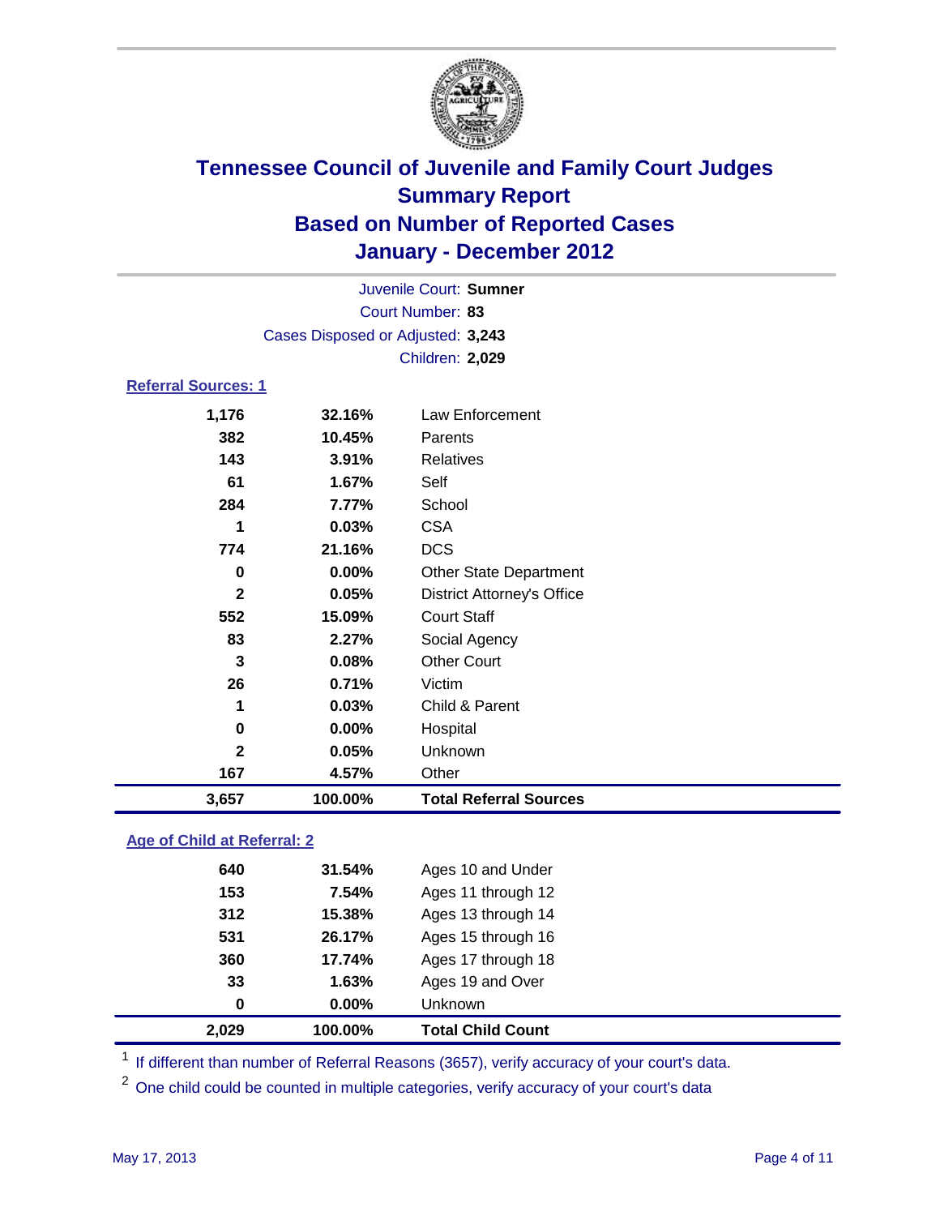# Tennessee Council of Juvenile and Family Court Judges
## Summary Report
## Based on Number of Reported Cases
## January - December 2012

Juvenile Court: **Sumner**
Court Number: **83**
Cases Disposed or Adjusted: **3,243**
Children: **2,029**

### Referral Sources: 1

| | | |
|---|---|---|
| 1,176 | 32.16% | Law Enforcement |
| 382 | 10.45% | Parents |
| 143 | 3.91% | Relatives |
| 61 | 1.67% | Self |
| 284 | 7.77% | School |
| 1 | 0.03% | CSA |
| 774 | 21.16% | DCS |
| 0 | 0.00% | Other State Department |
| 2 | 0.05% | District Attorney's Office |
| 552 | 15.09% | Court Staff |
| 83 | 2.27% | Social Agency |
| 3 | 0.08% | Other Court |
| 26 | 0.71% | Victim |
| 1 | 0.03% | Child & Parent |
| 0 | 0.00% | Hospital |
| 2 | 0.05% | Unknown |
| 167 | 4.57% | Other |
| **3,657** | **100.00%** | **Total Referral Sources** |

### Age of Child at Referral: 2

| | | |
|---|---|---|
| 640 | 31.54% | Ages 10 and Under |
| 153 | 7.54% | Ages 11 through 12 |
| 312 | 15.38% | Ages 13 through 14 |
| 531 | 26.17% | Ages 15 through 16 |
| 360 | 17.74% | Ages 17 through 18 |
| 33 | 1.63% | Ages 19 and Over |
| 0 | 0.00% | Unknown |
| **2,029** | **100.00%** | **Total Child Count** |

[1] If different than number of Referral Reasons (3657), verify accuracy of your court's data.

[2] One child could be counted in multiple categories, verify accuracy of your court's data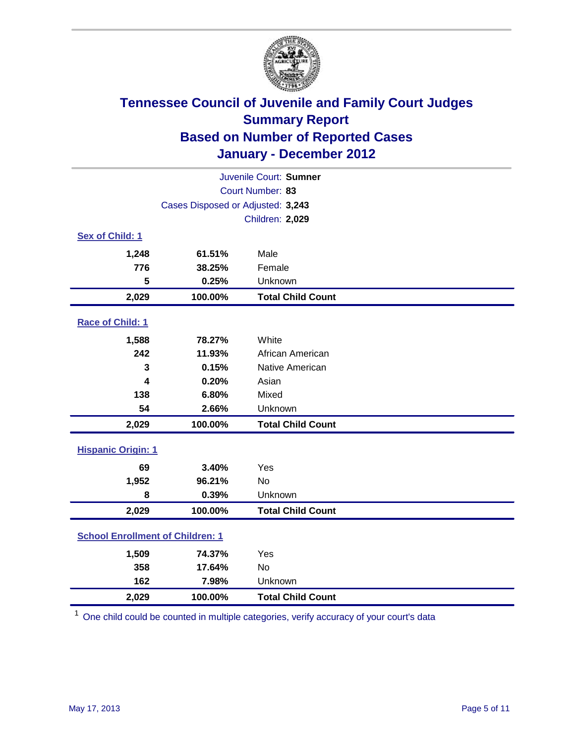# Tennessee Council of Juvenile and Family Court Judges
## Summary Report
## Based on Number of Reported Cases
## January - December 2012

Juvenile Court: **Sumner**
Court Number: **83**
Cases Disposed or Adjusted: **3,243**
Children: **2,029**

### Sex of Child: 1

| Count | Percent | Category |
|---|---|---|
| 1,248 | 61.51% | Male |
| 776 | 38.25% | Female |
| 5 | 0.25% | Unknown |
| **2,029** | **100.00%** | **Total Child Count** |

### Race of Child: 1

| Count | Percent | Category |
|---|---|---|
| 1,588 | 78.27% | White |
| 242 | 11.93% | African American |
| 3 | 0.15% | Native American |
| 4 | 0.20% | Asian |
| 138 | 6.80% | Mixed |
| 54 | 2.66% | Unknown |
| **2,029** | **100.00%** | **Total Child Count** |

### Hispanic Origin: 1

| Count | Percent | Category |
|---|---|---|
| 69 | 3.40% | Yes |
| 1,952 | 96.21% | No |
| 8 | 0.39% | Unknown |
| **2,029** | **100.00%** | **Total Child Count** |

### School Enrollment of Children: 1

| Count | Percent | Category |
|---|---|---|
| 1,509 | 74.37% | Yes |
| 358 | 17.64% | No |
| 162 | 7.98% | Unknown |
| **2,029** | **100.00%** | **Total Child Count** |

[1] One child could be counted in multiple categories, verify accuracy of your court's data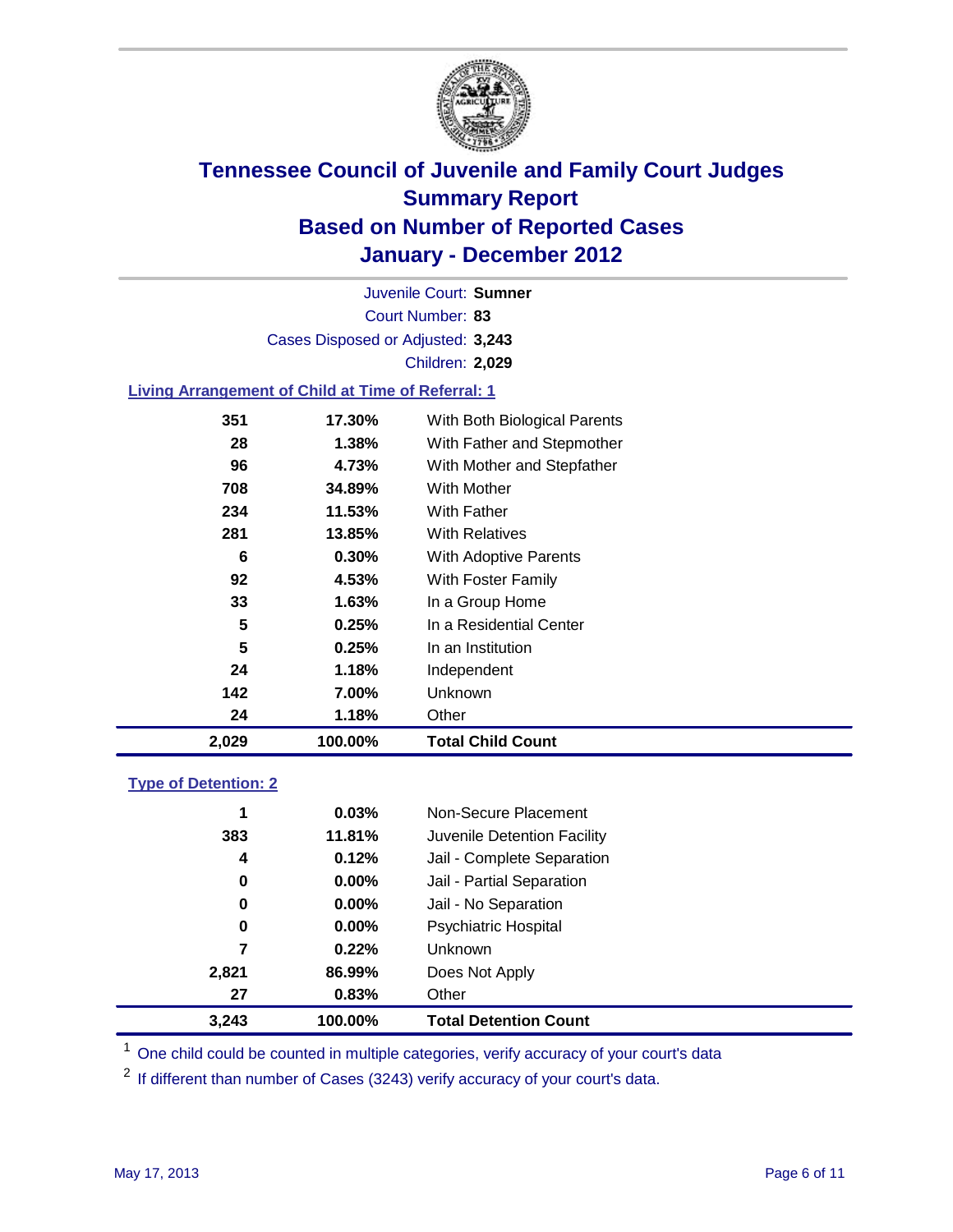# Tennessee Council of Juvenile and Family Court Judges
## Summary Report
## Based on Number of Reported Cases
## January - December 2012

Juvenile Court: **Sumner**
Court Number: **83**
Cases Disposed or Adjusted: **3,243**
Children: **2,029**

### Living Arrangement of Child at Time of Referral: 1

| Count | Percent | Category |
|---|---|---|
| 351 | 17.30% | With Both Biological Parents |
| 28 | 1.38% | With Father and Stepmother |
| 96 | 4.73% | With Mother and Stepfather |
| 708 | 34.89% | With Mother |
| 234 | 11.53% | With Father |
| 281 | 13.85% | With Relatives |
| 6 | 0.30% | With Adoptive Parents |
| 92 | 4.53% | With Foster Family |
| 33 | 1.63% | In a Group Home |
| 5 | 0.25% | In a Residential Center |
| 5 | 0.25% | In an Institution |
| 24 | 1.18% | Independent |
| 142 | 7.00% | Unknown |
| 24 | 1.18% | Other |
| **2,029** | **100.00%** | **Total Child Count** |

### Type of Detention: 2

| Count | Percent | Category |
|---|---|---|
| 1 | 0.03% | Non-Secure Placement |
| 383 | 11.81% | Juvenile Detention Facility |
| 4 | 0.12% | Jail - Complete Separation |
| 0 | 0.00% | Jail - Partial Separation |
| 0 | 0.00% | Jail - No Separation |
| 0 | 0.00% | Psychiatric Hospital |
| 7 | 0.22% | Unknown |
| 2,821 | 86.99% | Does Not Apply |
| 27 | 0.83% | Other |
| **3,243** | **100.00%** | **Total Detention Count** |

[1] One child could be counted in multiple categories, verify accuracy of your court's data

[2] If different than number of Cases (3243) verify accuracy of your court's data.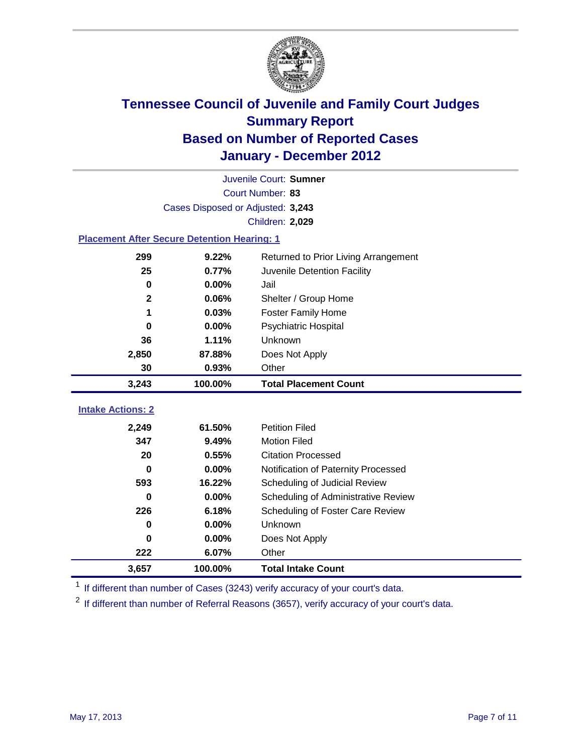# Tennessee Council of Juvenile and Family Court Judges
## Summary Report
## Based on Number of Reported Cases
## January - December 2012

Juvenile Court: **Sumner**
Court Number: **83**
Cases Disposed or Adjusted: **3,243**
Children: **2,029**

### Placement After Secure Detention Hearing: 1

| Count | Percent | Placement |
|---|---|---|
| 299 | 9.22% | Returned to Prior Living Arrangement |
| 25 | 0.77% | Juvenile Detention Facility |
| 0 | 0.00% | Jail |
| 2 | 0.06% | Shelter / Group Home |
| 1 | 0.03% | Foster Family Home |
| 0 | 0.00% | Psychiatric Hospital |
| 36 | 1.11% | Unknown |
| 2,850 | 87.88% | Does Not Apply |
| 30 | 0.93% | Other |
| **3,243** | **100.00%** | **Total Placement Count** |

### Intake Actions: 2

| Count | Percent | Intake Action |
|---|---|---|
| 2,249 | 61.50% | Petition Filed |
| 347 | 9.49% | Motion Filed |
| 20 | 0.55% | Citation Processed |
| 0 | 0.00% | Notification of Paternity Processed |
| 593 | 16.22% | Scheduling of Judicial Review |
| 0 | 0.00% | Scheduling of Administrative Review |
| 226 | 6.18% | Scheduling of Foster Care Review |
| 0 | 0.00% | Unknown |
| 0 | 0.00% | Does Not Apply |
| 222 | 6.07% | Other |
| **3,657** | **100.00%** | **Total Intake Count** |

[1] If different than number of Cases (3243) verify accuracy of your court's data.

[2] If different than number of Referral Reasons (3657), verify accuracy of your court's data.

May 17, 2013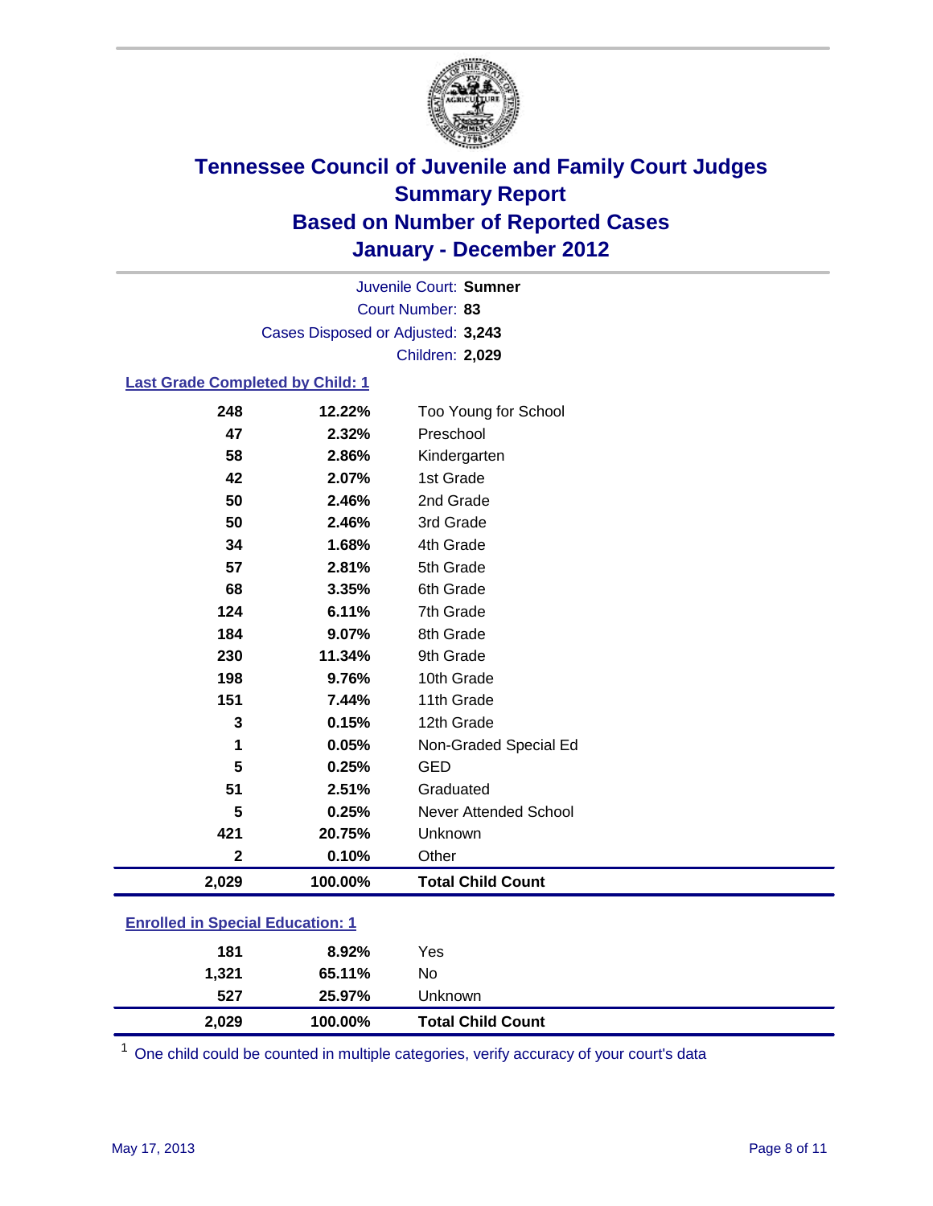# Tennessee Council of Juvenile and Family Court Judges
## Summary Report
## Based on Number of Reported Cases
## January - December 2012

Juvenile Court: **Sumner**

Court Number: **83**

Cases Disposed or Adjusted: **3,243**

Children: **2,029**

### Last Grade Completed by Child: 1

| Count | Percent | Category |
|---|---|---|
| 248 | 12.22% | Too Young for School |
| 47 | 2.32% | Preschool |
| 58 | 2.86% | Kindergarten |
| 42 | 2.07% | 1st Grade |
| 50 | 2.46% | 2nd Grade |
| 50 | 2.46% | 3rd Grade |
| 34 | 1.68% | 4th Grade |
| 57 | 2.81% | 5th Grade |
| 68 | 3.35% | 6th Grade |
| 124 | 6.11% | 7th Grade |
| 184 | 9.07% | 8th Grade |
| 230 | 11.34% | 9th Grade |
| 198 | 9.76% | 10th Grade |
| 151 | 7.44% | 11th Grade |
| 3 | 0.15% | 12th Grade |
| 1 | 0.05% | Non-Graded Special Ed |
| 5 | 0.25% | GED |
| 51 | 2.51% | Graduated |
| 5 | 0.25% | Never Attended School |
| 421 | 20.75% | Unknown |
| 2 | 0.10% | Other |
| **2,029** | **100.00%** | **Total Child Count** |

### Enrolled in Special Education: 1

| Count | Percent | Category |
|---|---|---|
| 181 | 8.92% | Yes |
| 1,321 | 65.11% | No |
| 527 | 25.97% | Unknown |
| **2,029** | **100.00%** | **Total Child Count** |

[1] One child could be counted in multiple categories, verify accuracy of your court's data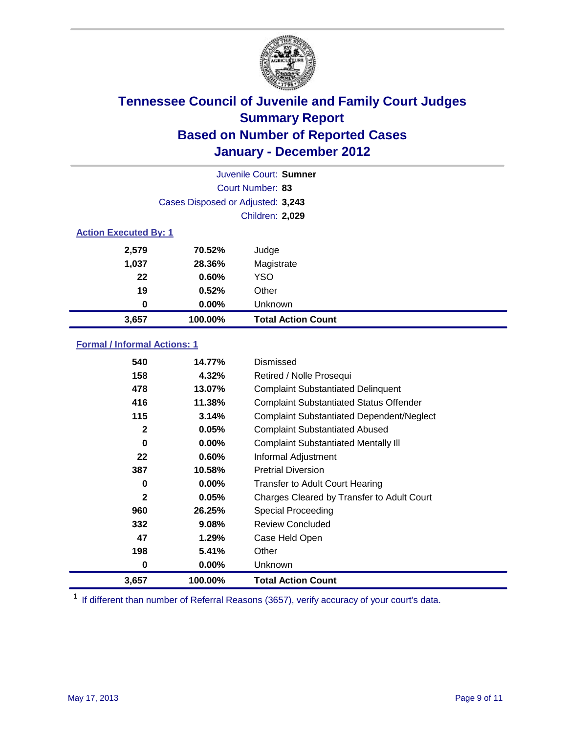# Tennessee Council of Juvenile and Family Court Judges
# Summary Report
# Based on Number of Reported Cases
# January - December 2012

Juvenile Court: **Sumner**

Court Number: **83**

Cases Disposed or Adjusted: **3,243**

Children: **2,029**

### Action Executed By: 1

| | | |
|---|---|---|
| 2,579 | 70.52% | Judge |
| 1,037 | 28.36% | Magistrate |
| 22 | 0.60% | YSO |
| 19 | 0.52% | Other |
| 0 | 0.00% | Unknown |
| **3,657** | **100.00%** | **Total Action Count** |

### Formal / Informal Actions: 1

| | | |
|---|---|---|
| 540 | 14.77% | Dismissed |
| 158 | 4.32% | Retired / Nolle Prosequi |
| 478 | 13.07% | Complaint Substantiated Delinquent |
| 416 | 11.38% | Complaint Substantiated Status Offender |
| 115 | 3.14% | Complaint Substantiated Dependent/Neglect |
| 2 | 0.05% | Complaint Substantiated Abused |
| 0 | 0.00% | Complaint Substantiated Mentally Ill |
| 22 | 0.60% | Informal Adjustment |
| 387 | 10.58% | Pretrial Diversion |
| 0 | 0.00% | Transfer to Adult Court Hearing |
| 2 | 0.05% | Charges Cleared by Transfer to Adult Court |
| 960 | 26.25% | Special Proceeding |
| 332 | 9.08% | Review Concluded |
| 47 | 1.29% | Case Held Open |
| 198 | 5.41% | Other |
| 0 | 0.00% | Unknown |
| **3,657** | **100.00%** | **Total Action Count** |

[1] If different than number of Referral Reasons (3657), verify accuracy of your court's data.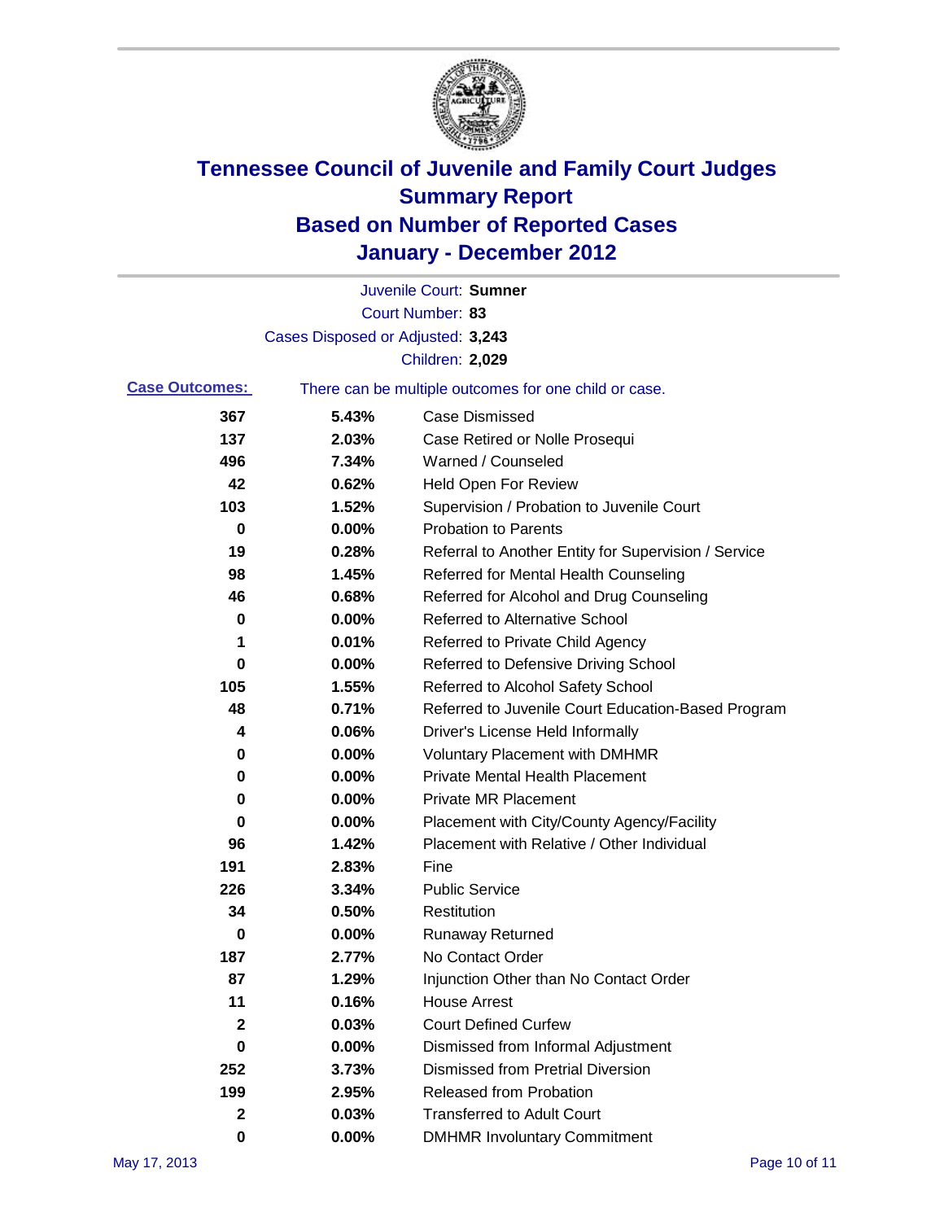# Tennessee Council of Juvenile and Family Court Judges
## Summary Report
## Based on Number of Reported Cases
## January - December 2012

Juvenile Court: **Sumner**
Court Number: **83**
Cases Disposed or Adjusted: **3,243**
Children: **2,029**

**Case Outcomes:** There can be multiple outcomes for one child or case.

| Count | Percent | Outcome |
|---|---|---|
| 367 | 5.43% | Case Dismissed |
| 137 | 2.03% | Case Retired or Nolle Prosequi |
| 496 | 7.34% | Warned / Counseled |
| 42 | 0.62% | Held Open For Review |
| 103 | 1.52% | Supervision / Probation to Juvenile Court |
| 0 | 0.00% | Probation to Parents |
| 19 | 0.28% | Referral to Another Entity for Supervision / Service |
| 98 | 1.45% | Referred for Mental Health Counseling |
| 46 | 0.68% | Referred for Alcohol and Drug Counseling |
| 0 | 0.00% | Referred to Alternative School |
| 1 | 0.01% | Referred to Private Child Agency |
| 0 | 0.00% | Referred to Defensive Driving School |
| 105 | 1.55% | Referred to Alcohol Safety School |
| 48 | 0.71% | Referred to Juvenile Court Education-Based Program |
| 4 | 0.06% | Driver's License Held Informally |
| 0 | 0.00% | Voluntary Placement with DMHMR |
| 0 | 0.00% | Private Mental Health Placement |
| 0 | 0.00% | Private MR Placement |
| 0 | 0.00% | Placement with City/County Agency/Facility |
| 96 | 1.42% | Placement with Relative / Other Individual |
| 191 | 2.83% | Fine |
| 226 | 3.34% | Public Service |
| 34 | 0.50% | Restitution |
| 0 | 0.00% | Runaway Returned |
| 187 | 2.77% | No Contact Order |
| 87 | 1.29% | Injunction Other than No Contact Order |
| 11 | 0.16% | House Arrest |
| 2 | 0.03% | Court Defined Curfew |
| 0 | 0.00% | Dismissed from Informal Adjustment |
| 252 | 3.73% | Dismissed from Pretrial Diversion |
| 199 | 2.95% | Released from Probation |
| 2 | 0.03% | Transferred to Adult Court |
| 0 | 0.00% | DMHMR Involuntary Commitment |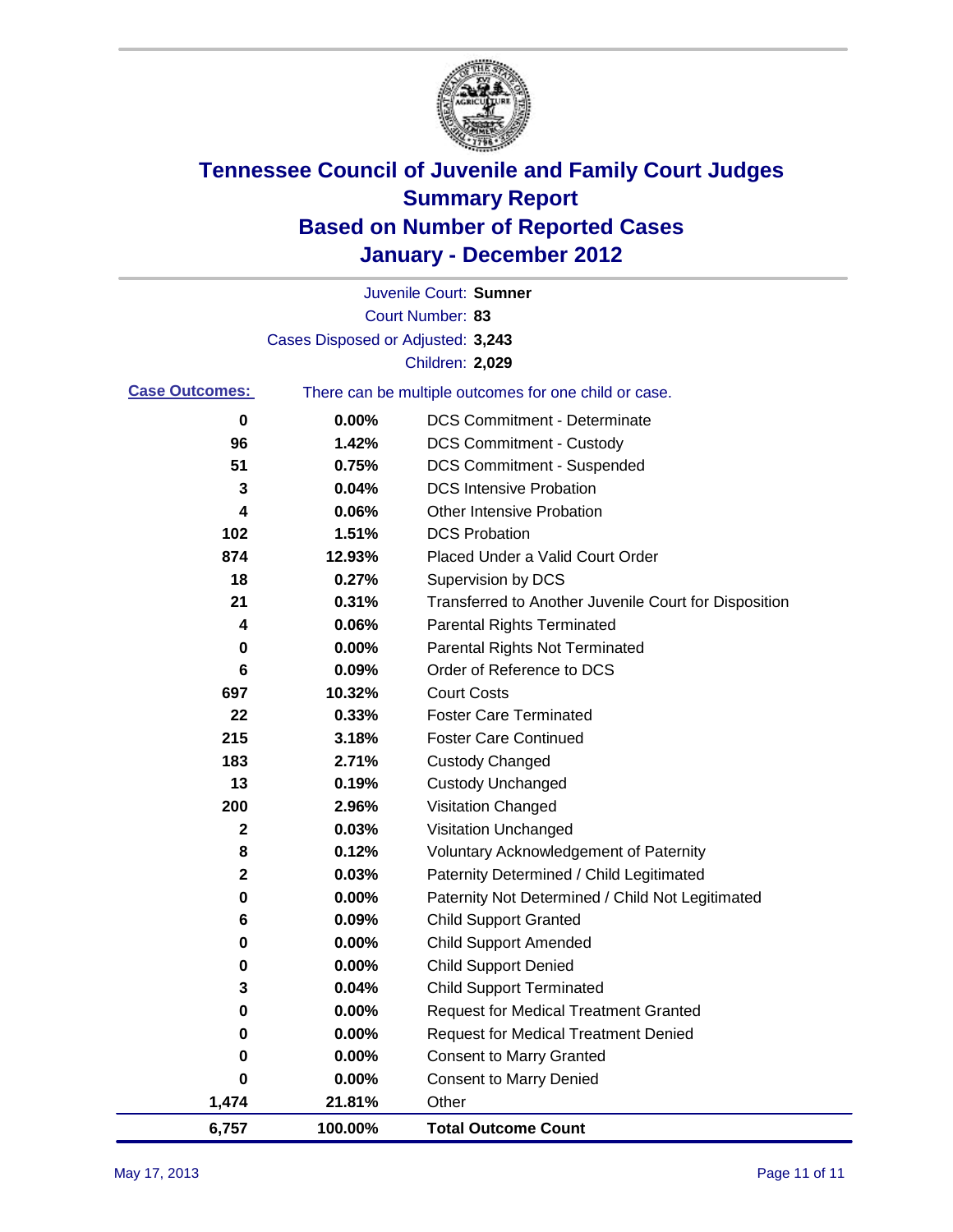# Tennessee Council of Juvenile and Family Court Judges
# Summary Report
# Based on Number of Reported Cases
# January - December 2012

Juvenile Court: **Sumner**
Court Number: **83**
Cases Disposed or Adjusted: **3,243**
Children: **2,029**

**Case Outcomes:** There can be multiple outcomes for one child or case.

| | | |
|---|---|---|
| 0 | 0.00% | DCS Commitment - Determinate |
| 96 | 1.42% | DCS Commitment - Custody |
| 51 | 0.75% | DCS Commitment - Suspended |
| 3 | 0.04% | DCS Intensive Probation |
| 4 | 0.06% | Other Intensive Probation |
| 102 | 1.51% | DCS Probation |
| 874 | 12.93% | Placed Under a Valid Court Order |
| 18 | 0.27% | Supervision by DCS |
| 21 | 0.31% | Transferred to Another Juvenile Court for Disposition |
| 4 | 0.06% | Parental Rights Terminated |
| 0 | 0.00% | Parental Rights Not Terminated |
| 6 | 0.09% | Order of Reference to DCS |
| 697 | 10.32% | Court Costs |
| 22 | 0.33% | Foster Care Terminated |
| 215 | 3.18% | Foster Care Continued |
| 183 | 2.71% | Custody Changed |
| 13 | 0.19% | Custody Unchanged |
| 200 | 2.96% | Visitation Changed |
| 2 | 0.03% | Visitation Unchanged |
| 8 | 0.12% | Voluntary Acknowledgement of Paternity |
| 2 | 0.03% | Paternity Determined / Child Legitimated |
| 0 | 0.00% | Paternity Not Determined / Child Not Legitimated |
| 6 | 0.09% | Child Support Granted |
| 0 | 0.00% | Child Support Amended |
| 0 | 0.00% | Child Support Denied |
| 3 | 0.04% | Child Support Terminated |
| 0 | 0.00% | Request for Medical Treatment Granted |
| 0 | 0.00% | Request for Medical Treatment Denied |
| 0 | 0.00% | Consent to Marry Granted |
| 0 | 0.00% | Consent to Marry Denied |
| 1,474 | 21.81% | Other |
| **6,757** | **100.00%** | **Total Outcome Count** |

May 17, 2013